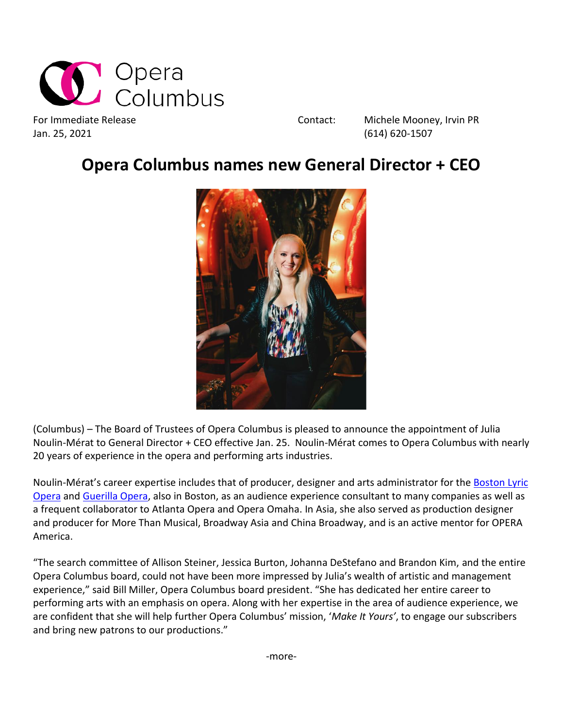Opera Columbus

For Immediate Release
Jan. 25, 2021

Contact: Michele Mooney, Irvin PR
(614) 620-1507

# Opera Columbus names new General Director + CEO

(Columbus) – The Board of Trustees of Opera Columbus is pleased to announce the appointment of Julia Noulin-Mérat to General Director + CEO effective Jan. 25. Noulin-Mérat comes to Opera Columbus with nearly 20 years of experience in the opera and performing arts industries.

Noulin-Mérat's career expertise includes that of producer, designer and arts administrator for the Boston Lyric Opera and Guerilla Opera, also in Boston, as an audience experience consultant to many companies as well as a frequent collaborator to Atlanta Opera and Opera Omaha. In Asia, she also served as production designer and producer for More Than Musical, Broadway Asia and China Broadway, and is an active mentor for OPERA America.

"The search committee of Allison Steiner, Jessica Burton, Johanna DeStefano and Brandon Kim, and the entire Opera Columbus board, could not have been more impressed by Julia's wealth of artistic and management experience," said Bill Miller, Opera Columbus board president. "She has dedicated her entire career to performing arts with an emphasis on opera. Along with her expertise in the area of audience experience, we are confident that she will help further Opera Columbus' mission, '*Make It Yours*', to engage our subscribers and bring new patrons to our productions."

-more-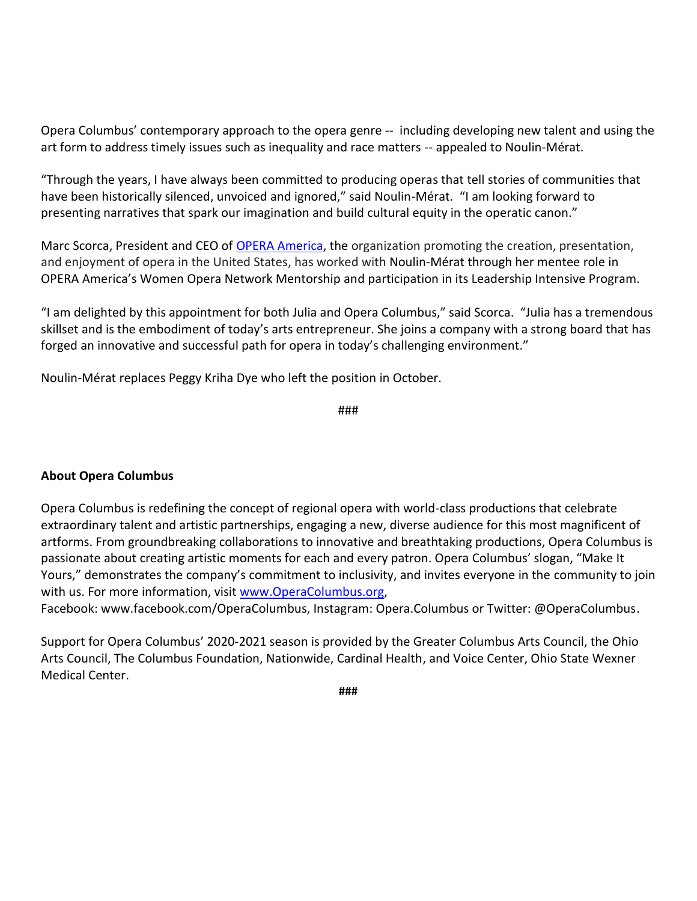Opera Columbus' contemporary approach to the opera genre -- including developing new talent and using the art form to address timely issues such as inequality and race matters -- appealed to Noulin-Mérat.

"Through the years, I have always been committed to producing operas that tell stories of communities that have been historically silenced, unvoiced and ignored," said Noulin-Mérat. "I am looking forward to presenting narratives that spark our imagination and build cultural equity in the operatic canon."

Marc Scorca, President and CEO of OPERA America, the organization promoting the creation, presentation, and enjoyment of opera in the United States, has worked with Noulin-Mérat through her mentee role in OPERA America's Women Opera Network Mentorship and participation in its Leadership Intensive Program.

"I am delighted by this appointment for both Julia and Opera Columbus," said Scorca. "Julia has a tremendous skillset and is the embodiment of today's arts entrepreneur. She joins a company with a strong board that has forged an innovative and successful path for opera in today's challenging environment."

Noulin-Mérat replaces Peggy Kriha Dye who left the position in October.

###

**About Opera Columbus**

Opera Columbus is redefining the concept of regional opera with world-class productions that celebrate extraordinary talent and artistic partnerships, engaging a new, diverse audience for this most magnificent of artforms. From groundbreaking collaborations to innovative and breathtaking productions, Opera Columbus is passionate about creating artistic moments for each and every patron. Opera Columbus' slogan, "Make It Yours," demonstrates the company's commitment to inclusivity, and invites everyone in the community to join with us. For more information, visit www.OperaColumbus.org,
Facebook: www.facebook.com/OperaColumbus, Instagram: Opera.Columbus or Twitter: @OperaColumbus.

Support for Opera Columbus' 2020-2021 season is provided by the Greater Columbus Arts Council, the Ohio Arts Council, The Columbus Foundation, Nationwide, Cardinal Health, and Voice Center, Ohio State Wexner Medical Center.

**###**